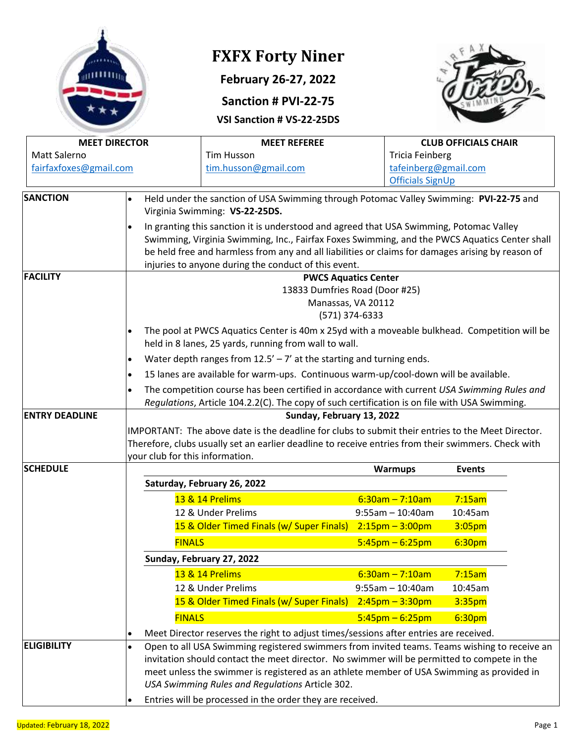# FXFX Forty Niner

**February 26-27, 2022**

**Sanction # PVI-22-75**

**VSI Sanction # VS-22-25DS**

| MEET DIRECTOR | MEET REFEREE | CLUB OFFICIALS CHAIR |
|---|---|---|
| Matt Salerno<br>fairfaxfoxes@gmail.com | Tim Husson<br>tim.husson@gmail.com | Tricia Feinberg<br>tafeinberg@gmail.com<br>Officials SignUp |

**SANCTION**

- Held under the sanction of USA Swimming through Potomac Valley Swimming: **PVI-22-75** and Virginia Swimming: **VS-22-25DS.**
- In granting this sanction it is understood and agreed that USA Swimming, Potomac Valley Swimming, Virginia Swimming, Inc., Fairfax Foxes Swimming, and the PWCS Aquatics Center shall be held free and harmless from any and all liabilities or claims for damages arising by reason of injuries to anyone during the conduct of this event.

**FACILITY**

**PWCS Aquatics Center**
13833 Dumfries Road (Door #25)
Manassas, VA 20112
(571) 374-6333

- The pool at PWCS Aquatics Center is 40m x 25yd with a moveable bulkhead. Competition will be held in 8 lanes, 25 yards, running from wall to wall.
- Water depth ranges from 12.5' – 7' at the starting and turning ends.
- 15 lanes are available for warm-ups. Continuous warm-up/cool-down will be available.
- The competition course has been certified in accordance with current *USA Swimming Rules and Regulations*, Article 104.2.2(C). The copy of such certification is on file with USA Swimming.

**ENTRY DEADLINE**

**Sunday, February 13, 2022**

IMPORTANT: The above date is the deadline for clubs to submit their entries to the Meet Director. Therefore, clubs usually set an earlier deadline to receive entries from their swimmers. Check with your club for this information.

**SCHEDULE**

| | Warmups | Events |
|---|---|---|
| **Saturday, February 26, 2022** | | |
| 13 & 14 Prelims | 6:30am – 7:10am | 7:15am |
| 12 & Under Prelims | 9:55am – 10:40am | 10:45am |
| 15 & Older Timed Finals (w/ Super Finals) | 2:15pm – 3:00pm | 3:05pm |
| FINALS | 5:45pm – 6:25pm | 6:30pm |
| **Sunday, February 27, 2022** | | |
| 13 & 14 Prelims | 6:30am – 7:10am | 7:15am |
| 12 & Under Prelims | 9:55am – 10:40am | 10:45am |
| 15 & Older Timed Finals (w/ Super Finals) | 2:45pm – 3:30pm | 3:35pm |
| FINALS | 5:45pm – 6:25pm | 6:30pm |

- Meet Director reserves the right to adjust times/sessions after entries are received.

**ELIGIBILITY**

- Open to all USA Swimming registered swimmers from invited teams. Teams wishing to receive an invitation should contact the meet director. No swimmer will be permitted to compete in the meet unless the swimmer is registered as an athlete member of USA Swimming as provided in *USA Swimming Rules and Regulations* Article 302.
- Entries will be processed in the order they are received.

Updated: February 18, 2022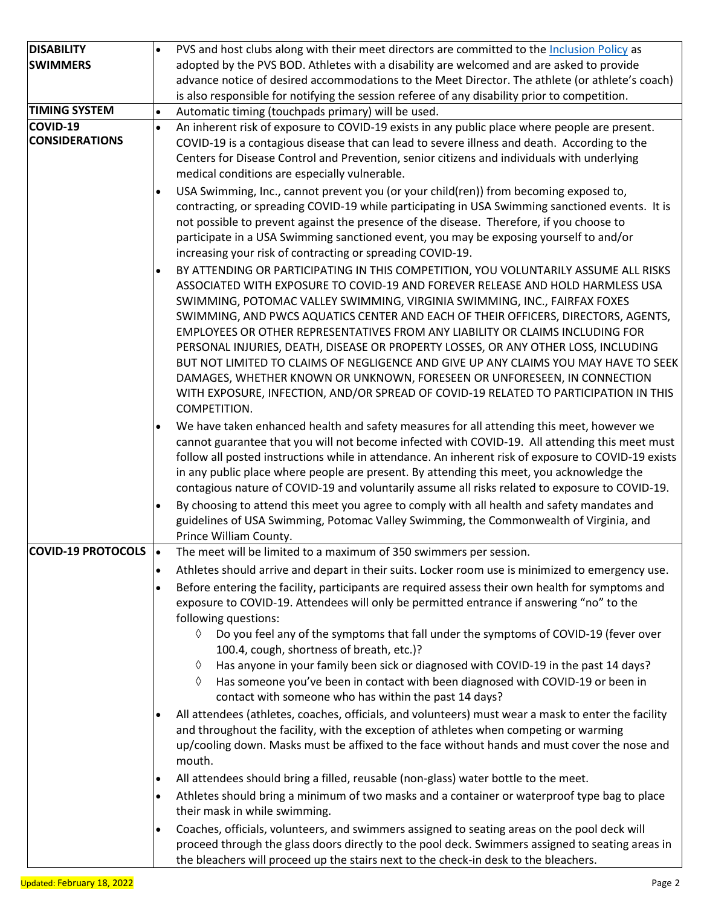| | |
|---|---|
| **DISABILITY SWIMMERS** | • PVS and host clubs along with their meet directors are committed to the Inclusion Policy as adopted by the PVS BOD. Athletes with a disability are welcomed and are asked to provide advance notice of desired accommodations to the Meet Director. The athlete (or athlete's coach) is also responsible for notifying the session referee of any disability prior to competition. |
| **TIMING SYSTEM** | • Automatic timing (touchpads primary) will be used. |
| **COVID-19 CONSIDERATIONS** | • An inherent risk of exposure to COVID-19 exists in any public place where people are present. COVID-19 is a contagious disease that can lead to severe illness and death. According to the Centers for Disease Control and Prevention, senior citizens and individuals with underlying medical conditions are especially vulnerable.<br>• USA Swimming, Inc., cannot prevent you (or your child(ren)) from becoming exposed to, contracting, or spreading COVID-19 while participating in USA Swimming sanctioned events. It is not possible to prevent against the presence of the disease. Therefore, if you choose to participate in a USA Swimming sanctioned event, you may be exposing yourself to and/or increasing your risk of contracting or spreading COVID-19.<br>• BY ATTENDING OR PARTICIPATING IN THIS COMPETITION, YOU VOLUNTARILY ASSUME ALL RISKS ASSOCIATED WITH EXPOSURE TO COVID-19 AND FOREVER RELEASE AND HOLD HARMLESS USA SWIMMING, POTOMAC VALLEY SWIMMING, VIRGINIA SWIMMING, INC., FAIRFAX FOXES SWIMMING, AND PWCS AQUATICS CENTER AND EACH OF THEIR OFFICERS, DIRECTORS, AGENTS, EMPLOYEES OR OTHER REPRESENTATIVES FROM ANY LIABILITY OR CLAIMS INCLUDING FOR PERSONAL INJURIES, DEATH, DISEASE OR PROPERTY LOSSES, OR ANY OTHER LOSS, INCLUDING BUT NOT LIMITED TO CLAIMS OF NEGLIGENCE AND GIVE UP ANY CLAIMS YOU MAY HAVE TO SEEK DAMAGES, WHETHER KNOWN OR UNKNOWN, FORESEEN OR UNFORESEEN, IN CONNECTION WITH EXPOSURE, INFECTION, AND/OR SPREAD OF COVID-19 RELATED TO PARTICIPATION IN THIS COMPETITION.<br>• We have taken enhanced health and safety measures for all attending this meet, however we cannot guarantee that you will not become infected with COVID-19. All attending this meet must follow all posted instructions while in attendance. An inherent risk of exposure to COVID-19 exists in any public place where people are present. By attending this meet, you acknowledge the contagious nature of COVID-19 and voluntarily assume all risks related to exposure to COVID-19.<br>• By choosing to attend this meet you agree to comply with all health and safety mandates and guidelines of USA Swimming, Potomac Valley Swimming, the Commonwealth of Virginia, and Prince William County. |
| **COVID-19 PROTOCOLS** | • The meet will be limited to a maximum of 350 swimmers per session.<br>• Athletes should arrive and depart in their suits. Locker room use is minimized to emergency use.<br>• Before entering the facility, participants are required assess their own health for symptoms and exposure to COVID-19. Attendees will only be permitted entrance if answering "no" to the following questions:<br>◊ Do you feel any of the symptoms that fall under the symptoms of COVID-19 (fever over 100.4, cough, shortness of breath, etc.)?<br>◊ Has anyone in your family been sick or diagnosed with COVID-19 in the past 14 days?<br>◊ Has someone you've been in contact with been diagnosed with COVID-19 or been in contact with someone who has within the past 14 days?<br>• All attendees (athletes, coaches, officials, and volunteers) must wear a mask to enter the facility and throughout the facility, with the exception of athletes when competing or warming up/cooling down. Masks must be affixed to the face without hands and must cover the nose and mouth.<br>• All attendees should bring a filled, reusable (non-glass) water bottle to the meet.<br>• Athletes should bring a minimum of two masks and a container or waterproof type bag to place their mask in while swimming.<br>• Coaches, officials, volunteers, and swimmers assigned to seating areas on the pool deck will proceed through the glass doors directly to the pool deck. Swimmers assigned to seating areas in the bleachers will proceed up the stairs next to the check-in desk to the bleachers. |

Updated: February 18, 2022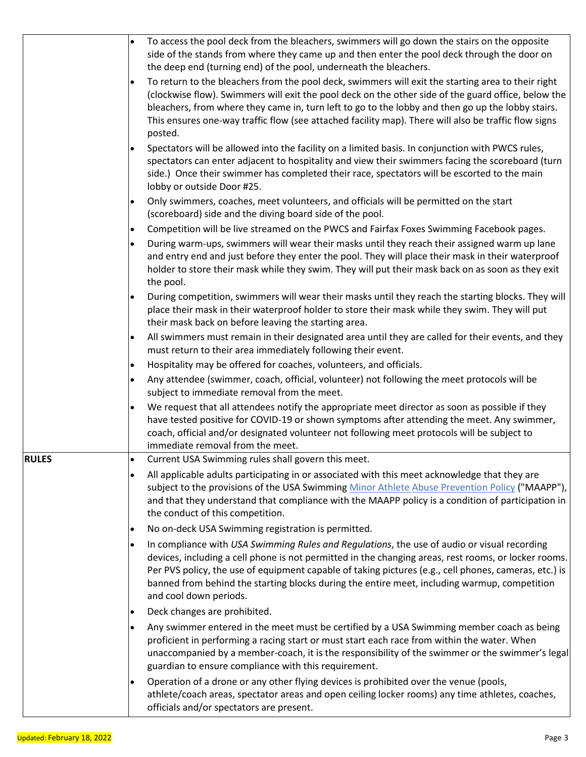| | |
|---|---|
| | • To access the pool deck from the bleachers, swimmers will go down the stairs on the opposite side of the stands from where they came up and then enter the pool deck through the door on the deep end (turning end) of the pool, underneath the bleachers.<br>• To return to the bleachers from the pool deck, swimmers will exit the starting area to their right (clockwise flow). Swimmers will exit the pool deck on the other side of the guard office, below the bleachers, from where they came in, turn left to go to the lobby and then go up the lobby stairs. This ensures one-way traffic flow (see attached facility map). There will also be traffic flow signs posted.<br>• Spectators will be allowed into the facility on a limited basis. In conjunction with PWCS rules, spectators can enter adjacent to hospitality and view their swimmers facing the scoreboard (turn side.) Once their swimmer has completed their race, spectators will be escorted to the main lobby or outside Door #25.<br>• Only swimmers, coaches, meet volunteers, and officials will be permitted on the start (scoreboard) side and the diving board side of the pool.<br>• Competition will be live streamed on the PWCS and Fairfax Foxes Swimming Facebook pages.<br>• During warm-ups, swimmers will wear their masks until they reach their assigned warm up lane and entry end and just before they enter the pool. They will place their mask in their waterproof holder to store their mask while they swim. They will put their mask back on as soon as they exit the pool.<br>• During competition, swimmers will wear their masks until they reach the starting blocks. They will place their mask in their waterproof holder to store their mask while they swim. They will put their mask back on before leaving the starting area.<br>• All swimmers must remain in their designated area until they are called for their events, and they must return to their area immediately following their event.<br>• Hospitality may be offered for coaches, volunteers, and officials.<br>• Any attendee (swimmer, coach, official, volunteer) not following the meet protocols will be subject to immediate removal from the meet.<br>• We request that all attendees notify the appropriate meet director as soon as possible if they have tested positive for COVID-19 or shown symptoms after attending the meet. Any swimmer, coach, official and/or designated volunteer not following meet protocols will be subject to immediate removal from the meet. |
| **RULES** | • Current USA Swimming rules shall govern this meet.<br>• All applicable adults participating in or associated with this meet acknowledge that they are subject to the provisions of the USA Swimming Minor Athlete Abuse Prevention Policy ("MAAPP"), and that they understand that compliance with the MAAPP policy is a condition of participation in the conduct of this competition.<br>• No on-deck USA Swimming registration is permitted.<br>• In compliance with *USA Swimming Rules and Regulations*, the use of audio or visual recording devices, including a cell phone is not permitted in the changing areas, rest rooms, or locker rooms. Per PVS policy, the use of equipment capable of taking pictures (e.g., cell phones, cameras, etc.) is banned from behind the starting blocks during the entire meet, including warmup, competition and cool down periods.<br>• Deck changes are prohibited.<br>• Any swimmer entered in the meet must be certified by a USA Swimming member coach as being proficient in performing a racing start or must start each race from within the water. When unaccompanied by a member-coach, it is the responsibility of the swimmer or the swimmer's legal guardian to ensure compliance with this requirement.<br>• Operation of a drone or any other flying devices is prohibited over the venue (pools, athlete/coach areas, spectator areas and open ceiling locker rooms) any time athletes, coaches, officials and/or spectators are present. |

Updated: February 18, 2022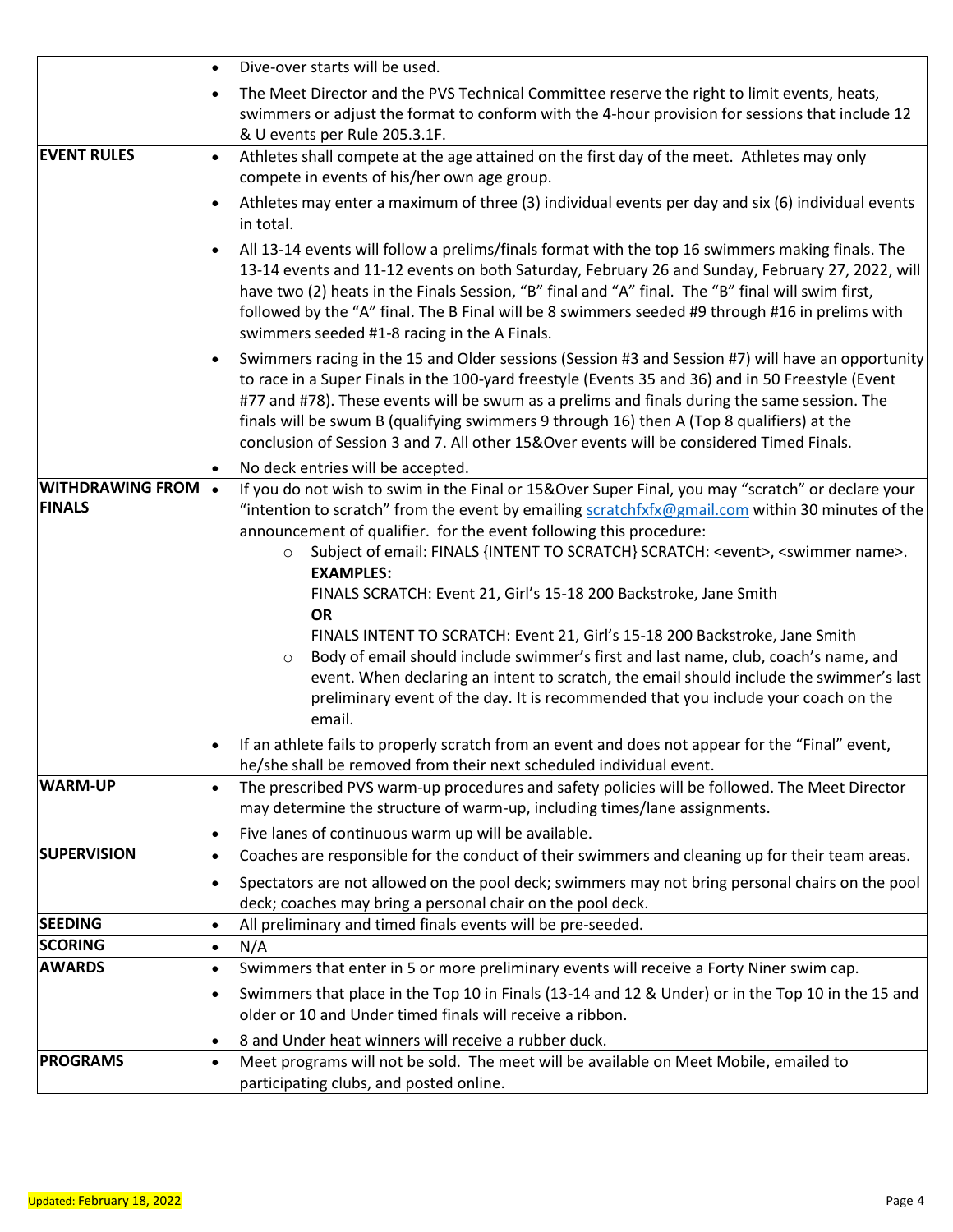| | |
|---|---|
| | • Dive-over starts will be used.<br>• The Meet Director and the PVS Technical Committee reserve the right to limit events, heats, swimmers or adjust the format to conform with the 4-hour provision for sessions that include 12 & U events per Rule 205.3.1F. |
| **EVENT RULES** | • Athletes shall compete at the age attained on the first day of the meet. Athletes may only compete in events of his/her own age group.<br>• Athletes may enter a maximum of three (3) individual events per day and six (6) individual events in total.<br>• All 13-14 events will follow a prelims/finals format with the top 16 swimmers making finals. The 13-14 events and 11-12 events on both Saturday, February 26 and Sunday, February 27, 2022, will have two (2) heats in the Finals Session, "B" final and "A" final. The "B" final will swim first, followed by the "A" final. The B Final will be 8 swimmers seeded #9 through #16 in prelims with swimmers seeded #1-8 racing in the A Finals.<br>• Swimmers racing in the 15 and Older sessions (Session #3 and Session #7) will have an opportunity to race in a Super Finals in the 100-yard freestyle (Events 35 and 36) and in 50 Freestyle (Event #77 and #78). These events will be swum as a prelims and finals during the same session. The finals will be swum B (qualifying swimmers 9 through 16) then A (Top 8 qualifiers) at the conclusion of Session 3 and 7. All other 15&Over events will be considered Timed Finals.<br>• No deck entries will be accepted. |
| **WITHDRAWING FROM FINALS** | • If you do not wish to swim in the Final or 15&Over Super Final, you may "scratch" or declare your "intention to scratch" from the event by emailing scratchfxfx@gmail.com within 30 minutes of the announcement of qualifier. for the event following this procedure:<br>&nbsp;&nbsp;&nbsp;&nbsp;○ Subject of email: FINALS {INTENT TO SCRATCH} SCRATCH: <event>, <swimmer name>.<br>&nbsp;&nbsp;&nbsp;&nbsp;**EXAMPLES:**<br>&nbsp;&nbsp;&nbsp;&nbsp;FINALS SCRATCH: Event 21, Girl's 15-18 200 Backstroke, Jane Smith<br>&nbsp;&nbsp;&nbsp;&nbsp;**OR**<br>&nbsp;&nbsp;&nbsp;&nbsp;FINALS INTENT TO SCRATCH: Event 21, Girl's 15-18 200 Backstroke, Jane Smith<br>&nbsp;&nbsp;&nbsp;&nbsp;○ Body of email should include swimmer's first and last name, club, coach's name, and event. When declaring an intent to scratch, the email should include the swimmer's last preliminary event of the day. It is recommended that you include your coach on the email.<br>• If an athlete fails to properly scratch from an event and does not appear for the "Final" event, he/she shall be removed from their next scheduled individual event. |
| **WARM-UP** | • The prescribed PVS warm-up procedures and safety policies will be followed. The Meet Director may determine the structure of warm-up, including times/lane assignments.<br>• Five lanes of continuous warm up will be available. |
| **SUPERVISION** | • Coaches are responsible for the conduct of their swimmers and cleaning up for their team areas.<br>• Spectators are not allowed on the pool deck; swimmers may not bring personal chairs on the pool deck; coaches may bring a personal chair on the pool deck. |
| **SEEDING** | • All preliminary and timed finals events will be pre-seeded. |
| **SCORING** | • N/A |
| **AWARDS** | • Swimmers that enter in 5 or more preliminary events will receive a Forty Niner swim cap.<br>• Swimmers that place in the Top 10 in Finals (13-14 and 12 & Under) or in the Top 10 in the 15 and older or 10 and Under timed finals will receive a ribbon.<br>• 8 and Under heat winners will receive a rubber duck. |
| **PROGRAMS** | • Meet programs will not be sold. The meet will be available on Meet Mobile, emailed to participating clubs, and posted online. |

Updated: February 18, 2022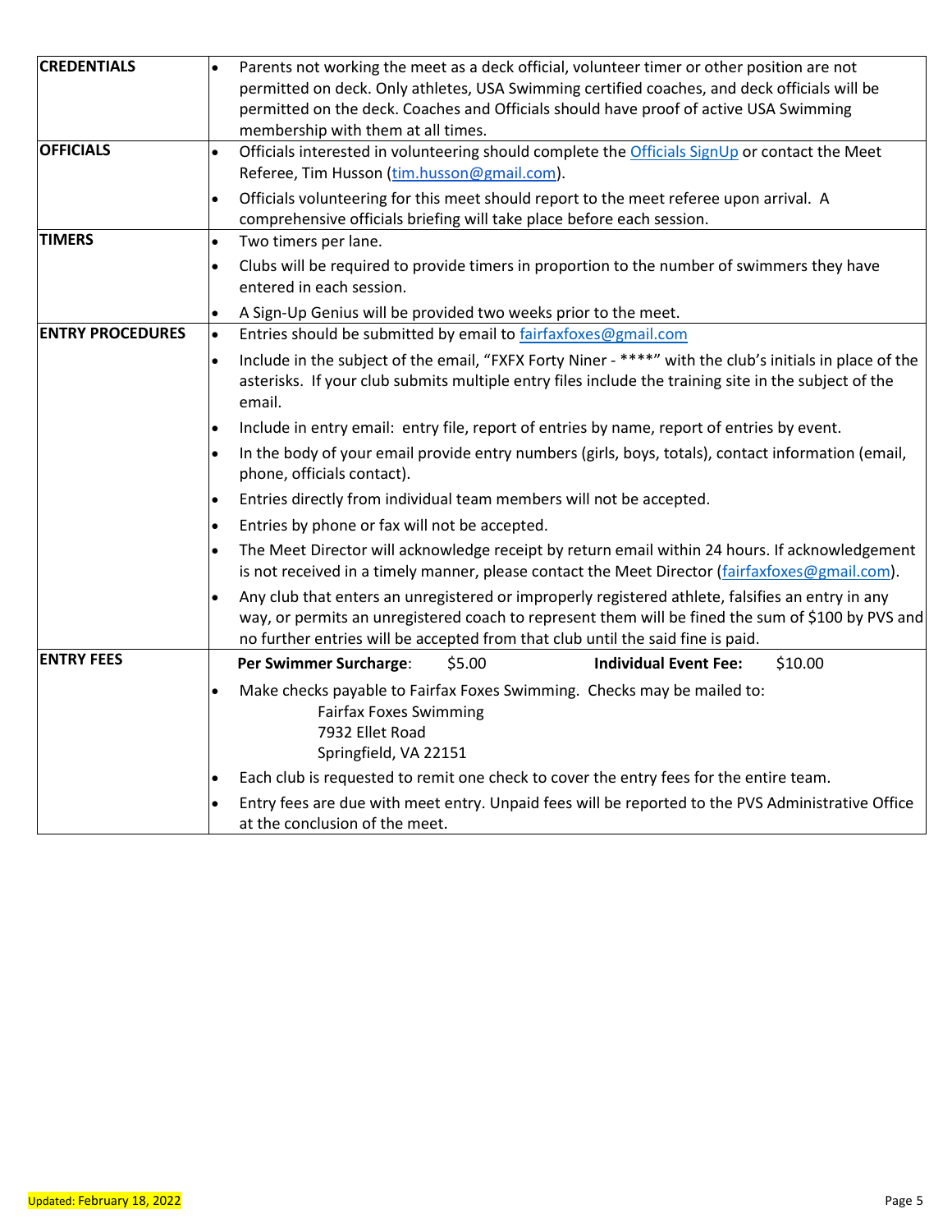| | |
|---|---|
| **CREDENTIALS** | • Parents not working the meet as a deck official, volunteer timer or other position are not permitted on deck. Only athletes, USA Swimming certified coaches, and deck officials will be permitted on the deck. Coaches and Officials should have proof of active USA Swimming membership with them at all times. |
| **OFFICIALS** | • Officials interested in volunteering should complete the Officials SignUp or contact the Meet Referee, Tim Husson (tim.husson@gmail.com).<br>• Officials volunteering for this meet should report to the meet referee upon arrival. A comprehensive officials briefing will take place before each session. |
| **TIMERS** | • Two timers per lane.<br>• Clubs will be required to provide timers in proportion to the number of swimmers they have entered in each session.<br>• A Sign-Up Genius will be provided two weeks prior to the meet. |
| **ENTRY PROCEDURES** | • Entries should be submitted by email to fairfaxfoxes@gmail.com<br>• Include in the subject of the email, "FXFX Forty Niner - ****" with the club's initials in place of the asterisks. If your club submits multiple entry files include the training site in the subject of the email.<br>• Include in entry email: entry file, report of entries by name, report of entries by event.<br>• In the body of your email provide entry numbers (girls, boys, totals), contact information (email, phone, officials contact).<br>• Entries directly from individual team members will not be accepted.<br>• Entries by phone or fax will not be accepted.<br>• The Meet Director will acknowledge receipt by return email within 24 hours. If acknowledgement is not received in a timely manner, please contact the Meet Director (fairfaxfoxes@gmail.com).<br>• Any club that enters an unregistered or improperly registered athlete, falsifies an entry in any way, or permits an unregistered coach to represent them will be fined the sum of $100 by PVS and no further entries will be accepted from that club until the said fine is paid. |
| **ENTRY FEES** | **Per Swimmer Surcharge**: $5.00 **Individual Event Fee:** $10.00<br>• Make checks payable to Fairfax Foxes Swimming. Checks may be mailed to:<br>Fairfax Foxes Swimming<br>7932 Ellet Road<br>Springfield, VA 22151<br>• Each club is requested to remit one check to cover the entry fees for the entire team.<br>• Entry fees are due with meet entry. Unpaid fees will be reported to the PVS Administrative Office at the conclusion of the meet. |

Updated: February 18, 2022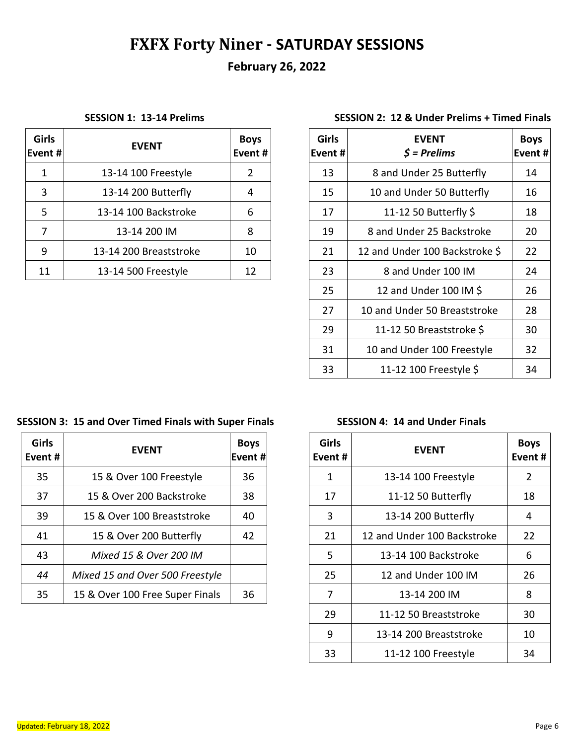# FXFX Forty Niner - SATURDAY SESSIONS

## February 26, 2022

### SESSION 1: 13-14 Prelims

| Girls Event # | EVENT | Boys Event # |
|---|---|---|
| 1 | 13-14 100 Freestyle | 2 |
| 3 | 13-14 200 Butterfly | 4 |
| 5 | 13-14 100 Backstroke | 6 |
| 7 | 13-14 200 IM | 8 |
| 9 | 13-14 200 Breaststroke | 10 |
| 11 | 13-14 500 Freestyle | 12 |

### SESSION 2: 12 & Under Prelims + Timed Finals

| Girls Event # | EVENT *$ = Prelims* | Boys Event # |
|---|---|---|
| 13 | 8 and Under 25 Butterfly | 14 |
| 15 | 10 and Under 50 Butterfly | 16 |
| 17 | 11-12 50 Butterfly $ | 18 |
| 19 | 8 and Under 25 Backstroke | 20 |
| 21 | 12 and Under 100 Backstroke $ | 22 |
| 23 | 8 and Under 100 IM | 24 |
| 25 | 12 and Under 100 IM $ | 26 |
| 27 | 10 and Under 50 Breaststroke | 28 |
| 29 | 11-12 50 Breaststroke $ | 30 |
| 31 | 10 and Under 100 Freestyle | 32 |
| 33 | 11-12 100 Freestyle $ | 34 |

### SESSION 3: 15 and Over Timed Finals with Super Finals

| Girls Event # | EVENT | Boys Event # |
|---|---|---|
| 35 | 15 & Over 100 Freestyle | 36 |
| 37 | 15 & Over 200 Backstroke | 38 |
| 39 | 15 & Over 100 Breaststroke | 40 |
| 41 | 15 & Over 200 Butterfly | 42 |
| 43 | *Mixed 15 & Over 200 IM* | |
| *44* | *Mixed 15 and Over 500 Freestyle* | |
| 35 | 15 & Over 100 Free Super Finals | 36 |

### SESSION 4: 14 and Under Finals

| Girls Event # | EVENT | Boys Event # |
|---|---|---|
| 1 | 13-14 100 Freestyle | 2 |
| 17 | 11-12 50 Butterfly | 18 |
| 3 | 13-14 200 Butterfly | 4 |
| 21 | 12 and Under 100 Backstroke | 22 |
| 5 | 13-14 100 Backstroke | 6 |
| 25 | 12 and Under 100 IM | 26 |
| 7 | 13-14 200 IM | 8 |
| 29 | 11-12 50 Breaststroke | 30 |
| 9 | 13-14 200 Breaststroke | 10 |
| 33 | 11-12 100 Freestyle | 34 |

Updated: February 18, 2022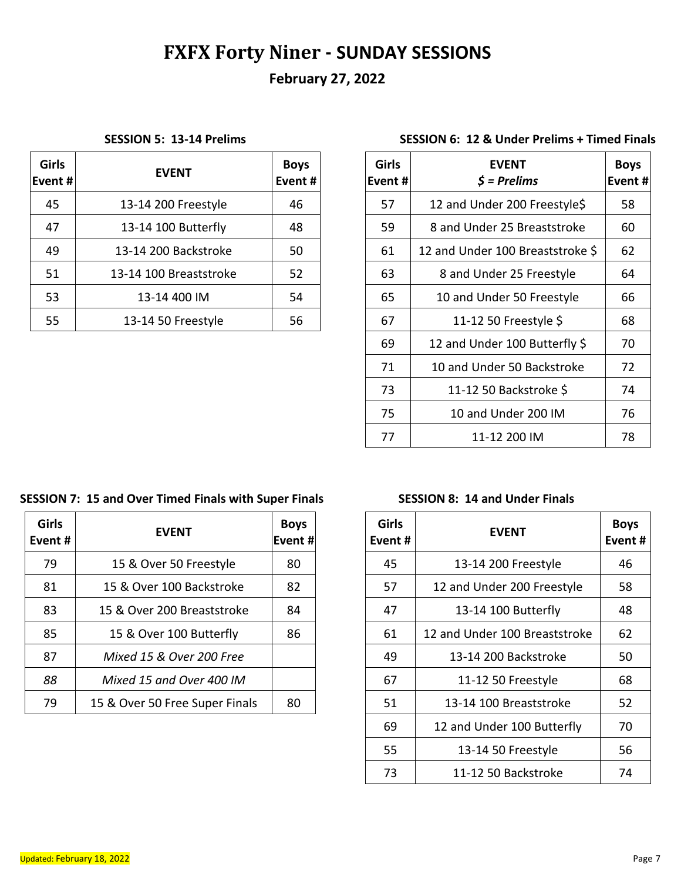# FXFX Forty Niner - SUNDAY SESSIONS

## February 27, 2022

### SESSION 5: 13-14 Prelims

| Girls Event # | EVENT | Boys Event # |
|---|---|---|
| 45 | 13-14 200 Freestyle | 46 |
| 47 | 13-14 100 Butterfly | 48 |
| 49 | 13-14 200 Backstroke | 50 |
| 51 | 13-14 100 Breaststroke | 52 |
| 53 | 13-14 400 IM | 54 |
| 55 | 13-14 50 Freestyle | 56 |

### SESSION 6: 12 & Under Prelims + Timed Finals

| Girls Event # | EVENT *$ = Prelims* | Boys Event # |
|---|---|---|
| 57 | 12 and Under 200 Freestyle$ | 58 |
| 59 | 8 and Under 25 Breaststroke | 60 |
| 61 | 12 and Under 100 Breaststroke $ | 62 |
| 63 | 8 and Under 25 Freestyle | 64 |
| 65 | 10 and Under 50 Freestyle | 66 |
| 67 | 11-12 50 Freestyle $ | 68 |
| 69 | 12 and Under 100 Butterfly $ | 70 |
| 71 | 10 and Under 50 Backstroke | 72 |
| 73 | 11-12 50 Backstroke $ | 74 |
| 75 | 10 and Under 200 IM | 76 |
| 77 | 11-12 200 IM | 78 |

### SESSION 7: 15 and Over Timed Finals with Super Finals

| Girls Event # | EVENT | Boys Event # |
|---|---|---|
| 79 | 15 & Over 50 Freestyle | 80 |
| 81 | 15 & Over 100 Backstroke | 82 |
| 83 | 15 & Over 200 Breaststroke | 84 |
| 85 | 15 & Over 100 Butterfly | 86 |
| 87 | *Mixed 15 & Over 200 Free* | |
| *88* | *Mixed 15 and Over 400 IM* | |
| 79 | 15 & Over 50 Free Super Finals | 80 |

### SESSION 8: 14 and Under Finals

| Girls Event # | EVENT | Boys Event # |
|---|---|---|
| 45 | 13-14 200 Freestyle | 46 |
| 57 | 12 and Under 200 Freestyle | 58 |
| 47 | 13-14 100 Butterfly | 48 |
| 61 | 12 and Under 100 Breaststroke | 62 |
| 49 | 13-14 200 Backstroke | 50 |
| 67 | 11-12 50 Freestyle | 68 |
| 51 | 13-14 100 Breaststroke | 52 |
| 69 | 12 and Under 100 Butterfly | 70 |
| 55 | 13-14 50 Freestyle | 56 |
| 73 | 11-12 50 Backstroke | 74 |

Updated: February 18, 2022